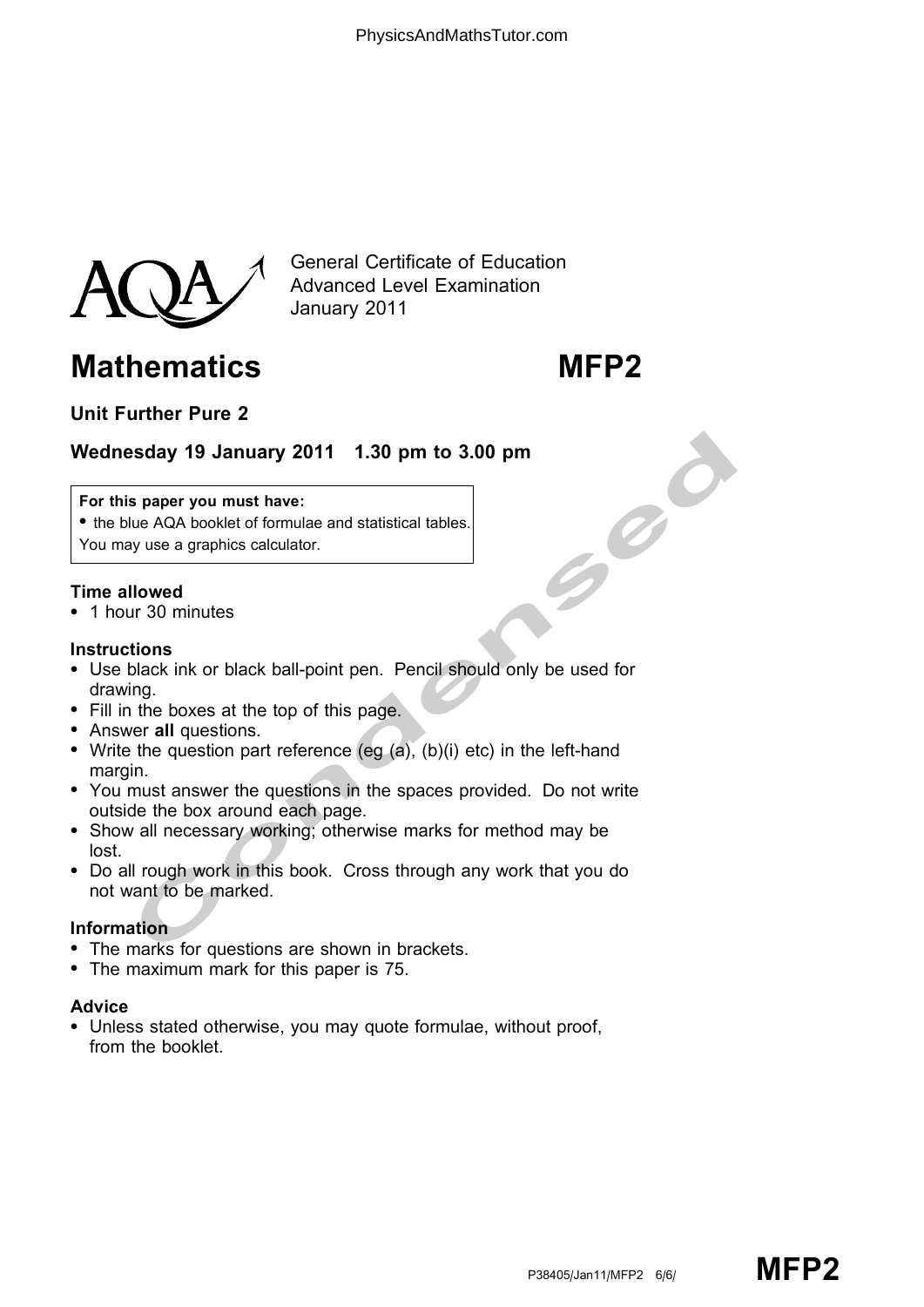General Certificate of Education
Advanced Level Examination
January 2011

# Mathematics MFP2

## Unit Further Pure 2

### Wednesday 19 January 2011 1.30 pm to 3.00 pm

**For this paper you must have:**

- the blue AQA booklet of formulae and statistical tables.

You may use a graphics calculator.

**Time allowed**

- 1 hour 30 minutes

**Instructions**

- Use black ink or black ball-point pen. Pencil should only be used for drawing.
- Fill in the boxes at the top of this page.
- Answer **all** questions.
- Write the question part reference (eg (a), (b)(i) etc) in the left-hand margin.
- You must answer the questions in the spaces provided. Do not write outside the box around each page.
- Show all necessary working; otherwise marks for method may be lost.
- Do all rough work in this book. Cross through any work that you do not want to be marked.

**Information**

- The marks for questions are shown in brackets.
- The maximum mark for this paper is 75.

**Advice**

- Unless stated otherwise, you may quote formulae, without proof, from the booklet.

P38405/Jan11/MFP2 6/6/ **MFP2**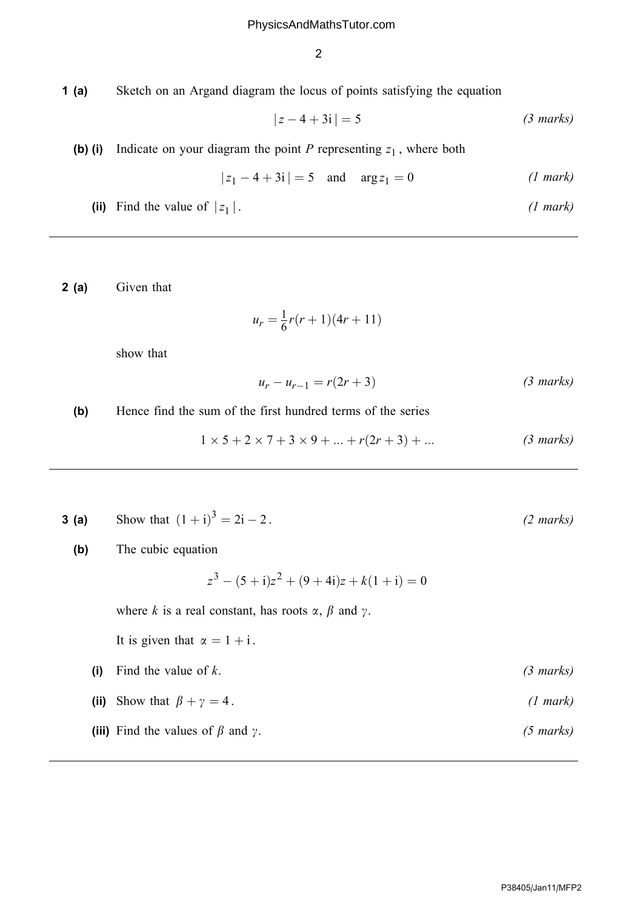**1 (a)** Sketch on an Argand diagram the locus of points satisfying the equation

$$|z - 4 + 3\mathrm{i}| = 5 \qquad \textit{(3 marks)}$$

**(b) (i)** Indicate on your diagram the point $P$ representing $z_1$, where both

$$|z_1 - 4 + 3\mathrm{i}| = 5 \quad \text{and} \quad \arg z_1 = 0 \qquad \textit{(1 mark)}$$

**(ii)** Find the value of $|z_1|$. *(1 mark)*

---

**2 (a)** Given that

$$u_r = \frac{1}{6}r(r+1)(4r+11)$$

show that

$$u_r - u_{r-1} = r(2r+3) \qquad \textit{(3 marks)}$$

**(b)** Hence find the sum of the first hundred terms of the series

$$1 \times 5 + 2 \times 7 + 3 \times 9 + \ldots + r(2r+3) + \ldots \qquad \textit{(3 marks)}$$

---

**3 (a)** Show that $(1+\mathrm{i})^3 = 2\mathrm{i} - 2$. *(2 marks)*

**(b)** The cubic equation

$$z^3 - (5+\mathrm{i})z^2 + (9+4\mathrm{i})z + k(1+\mathrm{i}) = 0$$

where $k$ is a real constant, has roots $\alpha$, $\beta$ and $\gamma$.

It is given that $\alpha = 1 + \mathrm{i}$.

**(i)** Find the value of $k$. *(3 marks)*

**(ii)** Show that $\beta + \gamma = 4$. *(1 mark)*

**(iii)** Find the values of $\beta$ and $\gamma$. *(5 marks)*

---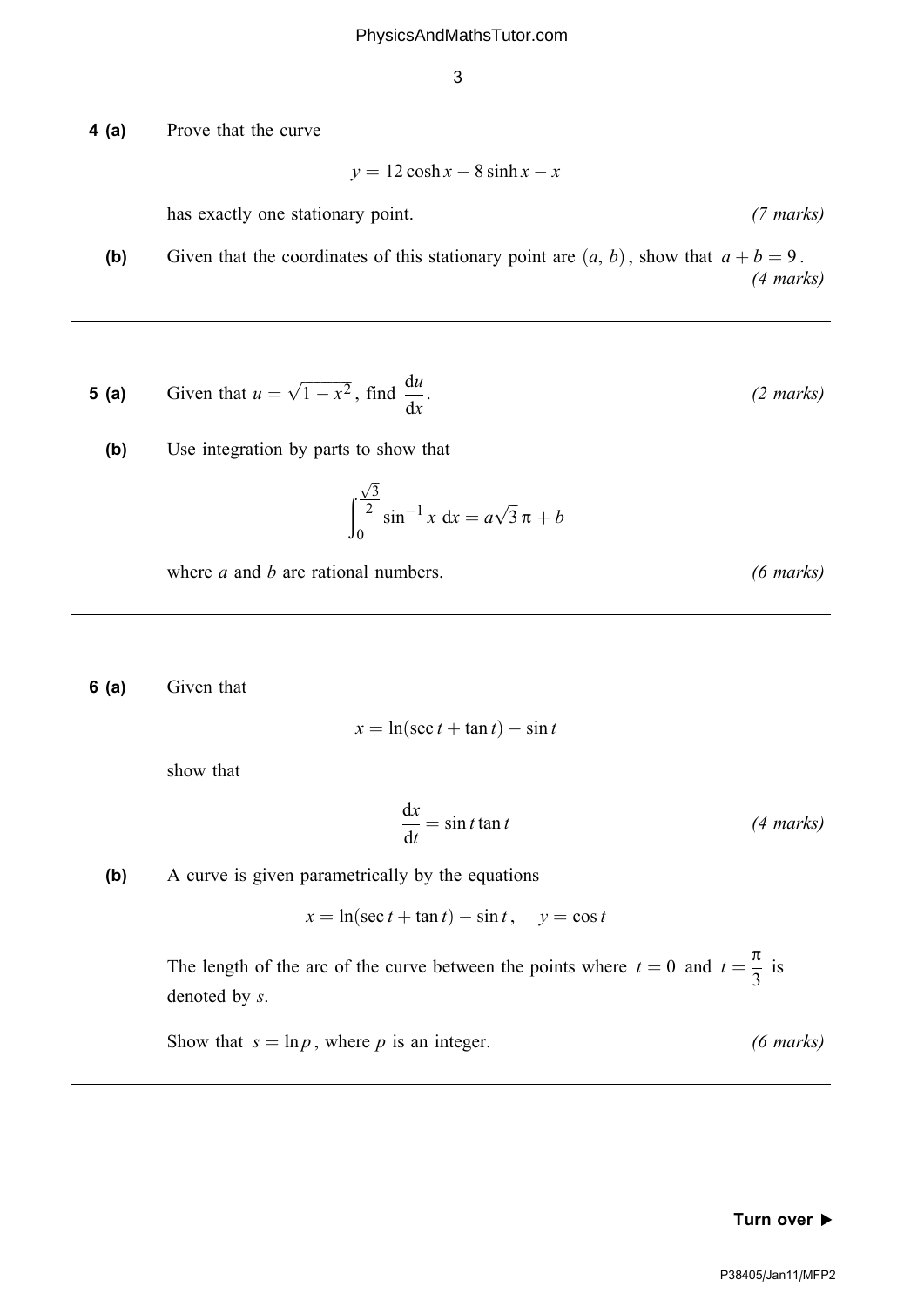**4 (a)** Prove that the curve

$$y = 12\cosh x - 8\sinh x - x$$

has exactly one stationary point. *(7 marks)*

**(b)** Given that the coordinates of this stationary point are $(a, b)$, show that $a + b = 9$. *(4 marks)*

---

**5 (a)** Given that $u = \sqrt{1 - x^2}$, find $\dfrac{\mathrm{d}u}{\mathrm{d}x}$. *(2 marks)*

**(b)** Use integration by parts to show that

$$\int_0^{\frac{\sqrt{3}}{2}} \sin^{-1} x \, \mathrm{d}x = a\sqrt{3}\,\pi + b$$

where $a$ and $b$ are rational numbers. *(6 marks)*

---

**6 (a)** Given that

$$x = \ln(\sec t + \tan t) - \sin t$$

show that

$$\frac{\mathrm{d}x}{\mathrm{d}t} = \sin t \tan t$$ *(4 marks)*

**(b)** A curve is given parametrically by the equations

$$x = \ln(\sec t + \tan t) - \sin t, \quad y = \cos t$$

The length of the arc of the curve between the points where $t = 0$ and $t = \dfrac{\pi}{3}$ is denoted by $s$.

Show that $s = \ln p$, where $p$ is an integer. *(6 marks)*

---

**Turn over ▶**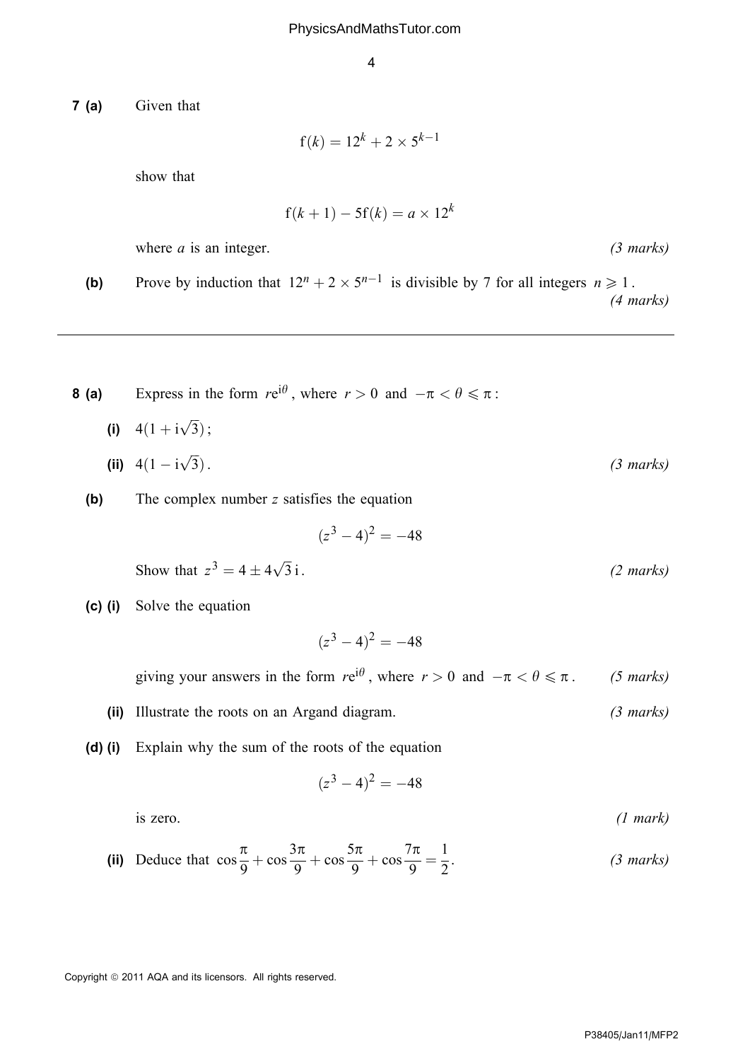**7 (a)** Given that

$$f(k) = 12^k + 2 \times 5^{k-1}$$

show that

$$f(k+1) - 5f(k) = a \times 12^k$$

where $a$ is an integer. *(3 marks)*

**(b)** Prove by induction that $12^n + 2 \times 5^{n-1}$ is divisible by 7 for all integers $n \geqslant 1$. *(4 marks)*

---

**8 (a)** Express in the form $re^{i\theta}$, where $r > 0$ and $-\pi < \theta \leqslant \pi$:

**(i)** $4(1 + i\sqrt{3})$;

**(ii)** $4(1 - i\sqrt{3})$. *(3 marks)*

**(b)** The complex number $z$ satisfies the equation

$$(z^3 - 4)^2 = -48$$

Show that $z^3 = 4 \pm 4\sqrt{3}\,i$. *(2 marks)*

**(c) (i)** Solve the equation

$$(z^3 - 4)^2 = -48$$

giving your answers in the form $re^{i\theta}$, where $r > 0$ and $-\pi < \theta \leqslant \pi$. *(5 marks)*

**(ii)** Illustrate the roots on an Argand diagram. *(3 marks)*

**(d) (i)** Explain why the sum of the roots of the equation

$$(z^3 - 4)^2 = -48$$

is zero. *(1 mark)*

**(ii)** Deduce that $\cos\frac{\pi}{9} + \cos\frac{3\pi}{9} + \cos\frac{5\pi}{9} + \cos\frac{7\pi}{9} = \frac{1}{2}$. *(3 marks)*

Copyright © 2011 AQA and its licensors. All rights reserved.